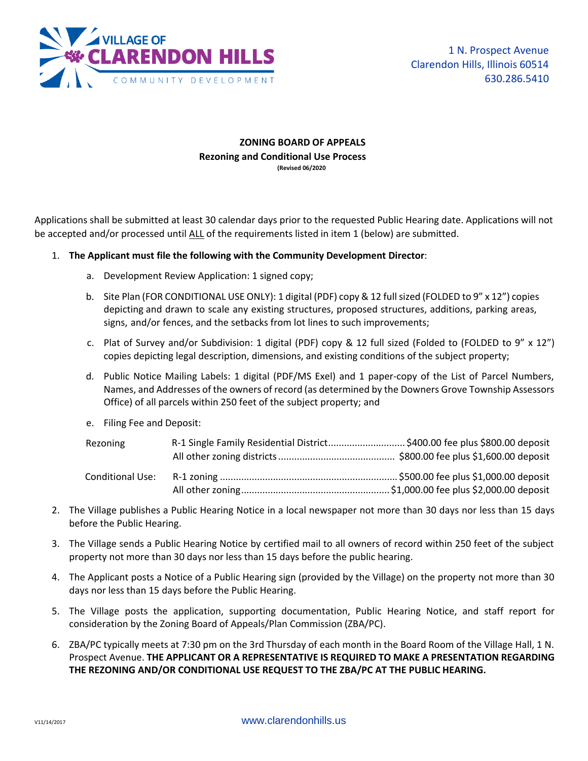VILLAGE OF CLARENDON HILLS
COMMUNITY DEVELOPMENT

1 N. Prospect Avenue
Clarendon Hills, Illinois 60514
630.286.5410

## ZONING BOARD OF APPEALS
### Rezoning and Conditional Use Process
**(Revised 06/2020)**

Applications shall be submitted at least 30 calendar days prior to the requested Public Hearing date. Applications will not be accepted and/or processed until ALL of the requirements listed in item 1 (below) are submitted.

1. **The Applicant must file the following with the Community Development Director**:
   a. Development Review Application: 1 signed copy;
   b. Site Plan (FOR CONDITIONAL USE ONLY): 1 digital (PDF) copy & 12 full sized (FOLDED to 9" x 12") copies depicting and drawn to scale any existing structures, proposed structures, additions, parking areas, signs, and/or fences, and the setbacks from lot lines to such improvements;
   c. Plat of Survey and/or Subdivision: 1 digital (PDF) copy & 12 full sized (Folded to (FOLDED to 9" x 12") copies depicting legal description, dimensions, and existing conditions of the subject property;
   d. Public Notice Mailing Labels: 1 digital (PDF/MS Exel) and 1 paper-copy of the List of Parcel Numbers, Names, and Addresses of the owners of record (as determined by the Downers Grove Township Assessors Office) of all parcels within 250 feet of the subject property; and
   e. Filing Fee and Deposit:

| | | |
|---|---|---|
| Rezoning | R-1 Single Family Residential District | $400.00 fee plus $800.00 deposit |
| | All other zoning districts | $800.00 fee plus $1,600.00 deposit |
| Conditional Use: | R-1 zoning | $500.00 fee plus $1,000.00 deposit |
| | All other zoning | $1,000.00 fee plus $2,000.00 deposit |

2. The Village publishes a Public Hearing Notice in a local newspaper not more than 30 days nor less than 15 days before the Public Hearing.
3. The Village sends a Public Hearing Notice by certified mail to all owners of record within 250 feet of the subject property not more than 30 days nor less than 15 days before the public hearing.
4. The Applicant posts a Notice of a Public Hearing sign (provided by the Village) on the property not more than 30 days nor less than 15 days before the Public Hearing.
5. The Village posts the application, supporting documentation, Public Hearing Notice, and staff report for consideration by the Zoning Board of Appeals/Plan Commission (ZBA/PC).
6. ZBA/PC typically meets at 7:30 pm on the 3rd Thursday of each month in the Board Room of the Village Hall, 1 N. Prospect Avenue. **THE APPLICANT OR A REPRESENTATIVE IS REQUIRED TO MAKE A PRESENTATION REGARDING THE REZONING AND/OR CONDITIONAL USE REQUEST TO THE ZBA/PC AT THE PUBLIC HEARING.**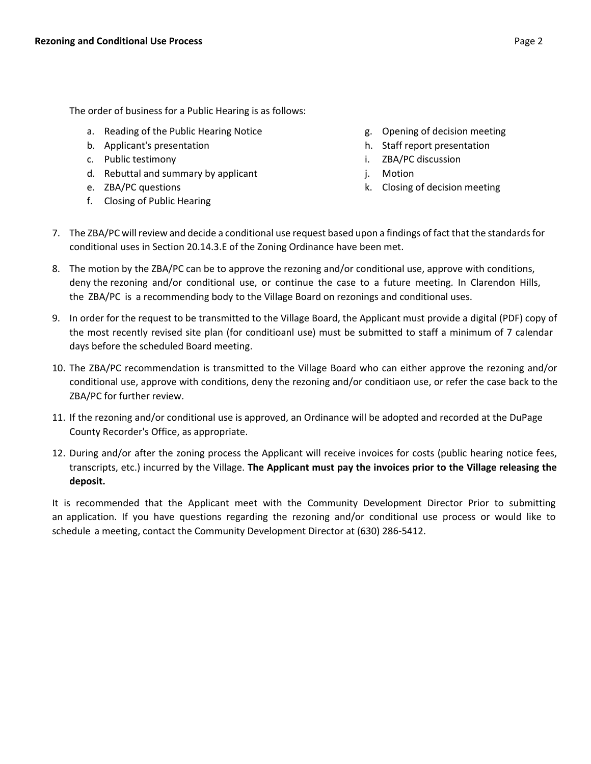The order of business for a Public Hearing is as follows:

a. Reading of the Public Hearing Notice
b. Applicant's presentation
c. Public testimony
d. Rebuttal and summary by applicant
e. ZBA/PC questions
f. Closing of Public Hearing
g. Opening of decision meeting
h. Staff report presentation
i. ZBA/PC discussion
j. Motion
k. Closing of decision meeting

7. The ZBA/PC will review and decide a conditional use request based upon a findings of fact that the standards for conditional uses in Section 20.14.3.E of the Zoning Ordinance have been met.

8. The motion by the ZBA/PC can be to approve the rezoning and/or conditional use, approve with conditions, deny the rezoning and/or conditional use, or continue the case to a future meeting. In Clarendon Hills, the ZBA/PC is a recommending body to the Village Board on rezonings and conditional uses.

9. In order for the request to be transmitted to the Village Board, the Applicant must provide a digital (PDF) copy of the most recently revised site plan (for conditioanl use) must be submitted to staff a minimum of 7 calendar days before the scheduled Board meeting.

10. The ZBA/PC recommendation is transmitted to the Village Board who can either approve the rezoning and/or conditional use, approve with conditions, deny the rezoning and/or conditiaon use, or refer the case back to the ZBA/PC for further review.

11. If the rezoning and/or conditional use is approved, an Ordinance will be adopted and recorded at the DuPage County Recorder's Office, as appropriate.

12. During and/or after the zoning process the Applicant will receive invoices for costs (public hearing notice fees, transcripts, etc.) incurred by the Village. **The Applicant must pay the invoices prior to the Village releasing the deposit.**

It is recommended that the Applicant meet with the Community Development Director Prior to submitting an application. If you have questions regarding the rezoning and/or conditional use process or would like to schedule a meeting, contact the Community Development Director at (630) 286-5412.